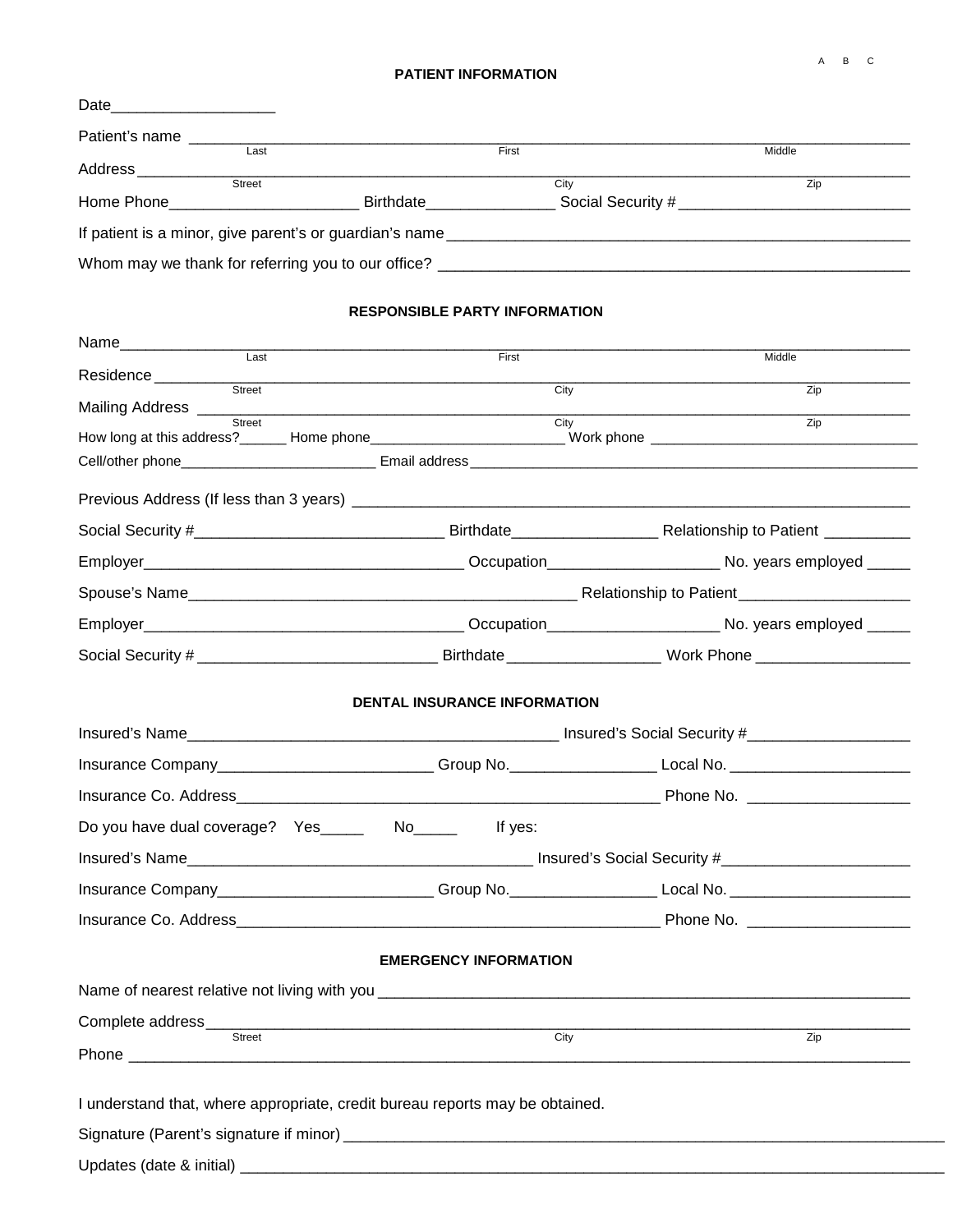A B C

## PATIENT INFORMATION

Date___________________

Patient's name ______________________________________________________________
Last First Middle

Address ______________________________________________________________
Street City Zip

Home Phone______________________ Birthdate_______________ Social Security # ___________________________

If patient is a minor, give parent's or guardian's name ________________________________________________________

Whom may we thank for referring you to our office? ______________________________________________________

## RESPONSIBLE PARTY INFORMATION

Name______________________________________________________________
Last First Middle

Residence ______________________________________________________________
Street City Zip

Mailing Address ______________________________________________________________
Street City Zip

How long at this address?______ Home phone________________________ Work phone _________________________________

Cell/other phone________________________ Email address __________________________________________________________

Previous Address (If less than 3 years) ___________________________________________________________________

Social Security #_____________________________ Birthdate_________________ Relationship to Patient __________

Employer_____________________________________ Occupation____________________ No. years employed _____

Spouse's Name_______________________________________________ Relationship to Patient____________________

Employer_____________________________________ Occupation____________________ No. years employed _____

Social Security # ____________________________ Birthdate _________________ Work Phone __________________

## DENTAL INSURANCE INFORMATION

Insured's Name___________________________________________ Insured's Social Security #___________________

Insurance Company_________________________ Group No._________________ Local No. _____________________

Insurance Co. Address__________________________________________________ Phone No. ___________________

Do you have dual coverage? Yes_____ No_____ If yes:

Insured's Name________________________________________ Insured's Social Security #______________________

Insurance Company_________________________ Group No._________________ Local No. _____________________

Insurance Co. Address__________________________________________________ Phone No. ___________________

## EMERGENCY INFORMATION

Name of nearest relative not living with you ______________________________________________________________

Complete address______________________________________________________________
Street City Zip

Phone ______________________________________________________________

I understand that, where appropriate, credit bureau reports may be obtained.

Signature (Parent's signature if minor) ________________________________________________________________________

Updates (date & initial) ___________________________________________________________________________________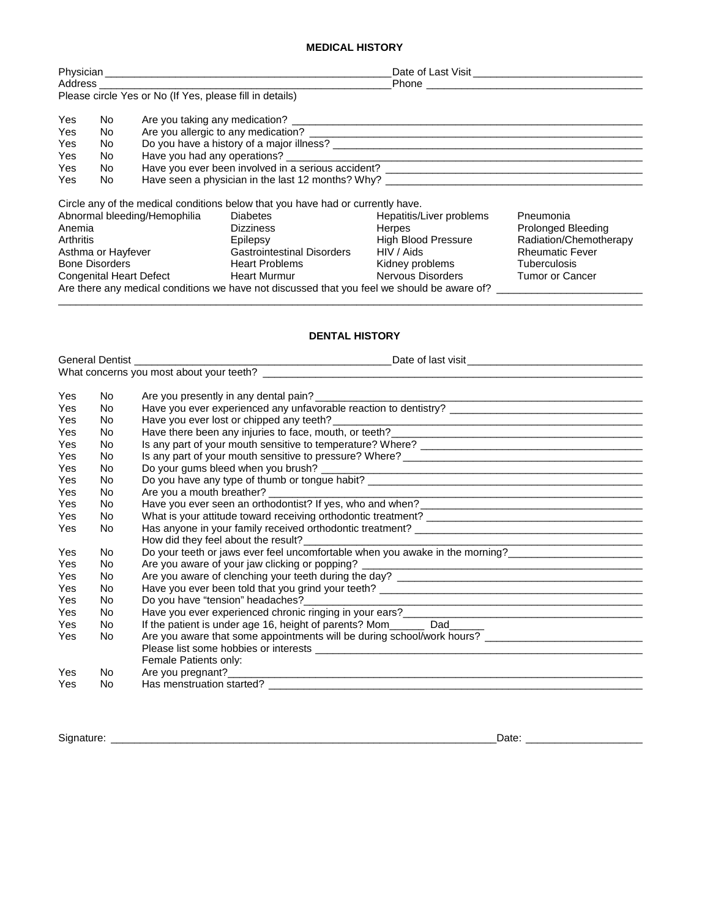## MEDICAL HISTORY

Physician \_\_\_\_\_\_\_\_\_\_\_\_\_\_\_\_\_\_\_\_\_\_\_\_\_\_\_\_\_\_\_\_\_\_\_\_\_\_\_\_\_\_\_\_\_\_\_\_ Date of Last Visit \_\_\_\_\_\_\_\_\_\_\_\_\_\_\_\_\_\_\_\_\_\_\_\_\_\_\_\_\_\_

Address \_\_\_\_\_\_\_\_\_\_\_\_\_\_\_\_\_\_\_\_\_\_\_\_\_\_\_\_\_\_\_\_\_\_\_\_\_\_\_\_\_\_\_\_\_\_\_\_\_\_ Phone \_\_\_\_\_\_\_\_\_\_\_\_\_\_\_\_\_\_\_\_\_\_\_\_\_\_\_\_\_\_\_\_\_\_\_\_\_\_

Please circle Yes or No (If Yes, please fill in details)

Yes No Are you taking any medication? \_\_\_\_\_\_\_\_\_\_\_\_\_\_\_\_\_\_\_\_\_\_\_\_\_\_\_\_\_\_\_\_\_\_\_\_\_\_\_\_\_\_\_\_\_\_\_\_\_\_\_\_\_\_\_\_\_\_\_\_\_\_\_\_

Yes No Are you allergic to any medication? \_\_\_\_\_\_\_\_\_\_\_\_\_\_\_\_\_\_\_\_\_\_\_\_\_\_\_\_\_\_\_\_\_\_\_\_\_\_\_\_\_\_\_\_\_\_\_\_\_\_\_\_\_\_\_\_\_\_\_\_

Yes No Do you have a history of a major illness? \_\_\_\_\_\_\_\_\_\_\_\_\_\_\_\_\_\_\_\_\_\_\_\_\_\_\_\_\_\_\_\_\_\_\_\_\_\_\_\_\_\_\_\_\_\_\_\_\_\_\_\_\_\_

Yes No Have you had any operations? \_\_\_\_\_\_\_\_\_\_\_\_\_\_\_\_\_\_\_\_\_\_\_\_\_\_\_\_\_\_\_\_\_\_\_\_\_\_\_\_\_\_\_\_\_\_\_\_\_\_\_\_\_\_\_\_\_\_\_\_\_\_\_\_

Yes No Have you ever been involved in a serious accident? \_\_\_\_\_\_\_\_\_\_\_\_\_\_\_\_\_\_\_\_\_\_\_\_\_\_\_\_\_\_\_\_\_\_\_\_\_\_\_\_\_\_\_\_\_\_\_\_

Yes No Have seen a physician in the last 12 months? Why? \_\_\_\_\_\_\_\_\_\_\_\_\_\_\_\_\_\_\_\_\_\_\_\_\_\_\_\_\_\_\_\_\_\_\_\_\_\_\_\_\_\_\_\_\_\_

Circle any of the medical conditions below that you have had or currently have.

| | | | |
|---|---|---|---|
| Abnormal bleeding/Hemophilia | Diabetes | Hepatitis/Liver problems | Pneumonia |
| Anemia | Dizziness | Herpes | Prolonged Bleeding |
| Arthritis | Epilepsy | High Blood Pressure | Radiation/Chemotherapy |
| Asthma or Hayfever | Gastrointestinal Disorders | HIV / Aids | Rheumatic Fever |
| Bone Disorders | Heart Problems | Kidney problems | Tuberculosis |
| Congenital Heart Defect | Heart Murmur | Nervous Disorders | Tumor or Cancer |

Are there any medical conditions we have not discussed that you feel we should be aware of? \_\_\_\_\_\_\_\_\_\_\_\_\_\_\_\_\_\_\_\_\_\_\_\_\_\_

\_\_\_\_\_\_\_\_\_\_\_\_\_\_\_\_\_\_\_\_\_\_\_\_\_\_\_\_\_\_\_\_\_\_\_\_\_\_\_\_\_\_\_\_\_\_\_\_\_\_\_\_\_\_\_\_\_\_\_\_\_\_\_\_\_\_\_\_\_\_\_\_\_\_\_\_\_\_\_\_\_\_\_\_\_\_\_\_\_\_\_\_\_\_\_\_\_\_\_\_\_\_\_\_\_\_

## DENTAL HISTORY

General Dentist \_\_\_\_\_\_\_\_\_\_\_\_\_\_\_\_\_\_\_\_\_\_\_\_\_\_\_\_\_\_\_\_\_\_\_\_\_\_\_\_\_\_\_\_ Date of last visit \_\_\_\_\_\_\_\_\_\_\_\_\_\_\_\_\_\_\_\_\_\_\_\_\_\_\_\_\_\_\_

What concerns you most about your teeth? \_\_\_\_\_\_\_\_\_\_\_\_\_\_\_\_\_\_\_\_\_\_\_\_\_\_\_\_\_\_\_\_\_\_\_\_\_\_\_\_\_\_\_\_\_\_\_\_\_\_\_\_\_\_\_\_\_\_\_\_\_\_\_\_

Yes No Are you presently in any dental pain? \_\_\_\_\_\_\_\_\_\_\_\_\_\_\_\_\_\_\_\_\_\_\_\_\_\_\_\_\_\_\_\_\_\_\_\_\_\_\_\_\_\_\_\_\_\_\_\_\_\_\_\_\_\_\_\_\_\_\_

Yes No Have you ever experienced any unfavorable reaction to dentistry? \_\_\_\_\_\_\_\_\_\_\_\_\_\_\_\_\_\_\_\_\_\_\_\_\_\_\_\_\_\_\_\_\_\_\_\_

Yes No Have you ever lost or chipped any teeth? \_\_\_\_\_\_\_\_\_\_\_\_\_\_\_\_\_\_\_\_\_\_\_\_\_\_\_\_\_\_\_\_\_\_\_\_\_\_\_\_\_\_\_\_\_\_\_\_\_\_\_\_\_\_\_

Yes No Have there been any injuries to face, mouth, or teeth? \_\_\_\_\_\_\_\_\_\_\_\_\_\_\_\_\_\_\_\_\_\_\_\_\_\_\_\_\_\_\_\_\_\_\_\_\_\_\_\_\_\_\_\_

Yes No Is any part of your mouth sensitive to temperature? Where? \_\_\_\_\_\_\_\_\_\_\_\_\_\_\_\_\_\_\_\_\_\_\_\_\_\_\_\_\_\_\_\_\_\_\_\_\_\_\_\_

Yes No Is any part of your mouth sensitive to pressure? Where? \_\_\_\_\_\_\_\_\_\_\_\_\_\_\_\_\_\_\_\_\_\_\_\_\_\_\_\_\_\_\_\_\_\_\_\_\_\_\_\_\_\_

Yes No Do your gums bleed when you brush? \_\_\_\_\_\_\_\_\_\_\_\_\_\_\_\_\_\_\_\_\_\_\_\_\_\_\_\_\_\_\_\_\_\_\_\_\_\_\_\_\_\_\_\_\_\_\_\_\_\_\_\_\_\_\_\_\_\_

Yes No Do you have any type of thumb or tongue habit? \_\_\_\_\_\_\_\_\_\_\_\_\_\_\_\_\_\_\_\_\_\_\_\_\_\_\_\_\_\_\_\_\_\_\_\_\_\_\_\_\_\_\_\_\_\_\_\_\_

Yes No Are you a mouth breather? \_\_\_\_\_\_\_\_\_\_\_\_\_\_\_\_\_\_\_\_\_\_\_\_\_\_\_\_\_\_\_\_\_\_\_\_\_\_\_\_\_\_\_\_\_\_\_\_\_\_\_\_\_\_\_\_\_\_\_\_\_\_\_\_\_\_\_

Yes No Have you ever seen an orthodontist? If yes, who and when? \_\_\_\_\_\_\_\_\_\_\_\_\_\_\_\_\_\_\_\_\_\_\_\_\_\_\_\_\_\_\_\_\_\_\_\_\_\_\_\_

Yes No What is your attitude toward receiving orthodontic treatment? \_\_\_\_\_\_\_\_\_\_\_\_\_\_\_\_\_\_\_\_\_\_\_\_\_\_\_\_\_\_\_\_\_\_\_\_\_\_\_

Yes No Has anyone in your family received orthodontic treatment? \_\_\_\_\_\_\_\_\_\_\_\_\_\_\_\_\_\_\_\_\_\_\_\_\_\_\_\_\_\_\_\_\_\_\_\_\_\_\_\_\_

How did they feel about the result? \_\_\_\_\_\_\_\_\_\_\_\_\_\_\_\_\_\_\_\_\_\_\_\_\_\_\_\_\_\_\_\_\_\_\_\_\_\_\_\_\_\_\_\_\_\_\_\_\_\_\_\_\_\_\_\_\_\_\_\_\_

Yes No Do your teeth or jaws ever feel uncomfortable when you awake in the morning? \_\_\_\_\_\_\_\_\_\_\_\_\_\_\_\_\_\_\_\_\_\_\_\_

Yes No Are you aware of your jaw clicking or popping? \_\_\_\_\_\_\_\_\_\_\_\_\_\_\_\_\_\_\_\_\_\_\_\_\_\_\_\_\_\_\_\_\_\_\_\_\_\_\_\_\_\_\_\_\_\_\_\_\_\_

Yes No Are you aware of clenching your teeth during the day? \_\_\_\_\_\_\_\_\_\_\_\_\_\_\_\_\_\_\_\_\_\_\_\_\_\_\_\_\_\_\_\_\_\_\_\_\_\_\_\_\_\_\_\_\_

Yes No Have you ever been told that you grind your teeth? \_\_\_\_\_\_\_\_\_\_\_\_\_\_\_\_\_\_\_\_\_\_\_\_\_\_\_\_\_\_\_\_\_\_\_\_\_\_\_\_\_\_\_\_\_\_\_

Yes No Do you have "tension" headaches? \_\_\_\_\_\_\_\_\_\_\_\_\_\_\_\_\_\_\_\_\_\_\_\_\_\_\_\_\_\_\_\_\_\_\_\_\_\_\_\_\_\_\_\_\_\_\_\_\_\_\_\_\_\_\_\_\_\_\_\_

Yes No Have you ever experienced chronic ringing in your ears? \_\_\_\_\_\_\_\_\_\_\_\_\_\_\_\_\_\_\_\_\_\_\_\_\_\_\_\_\_\_\_\_\_\_\_\_\_\_\_\_\_\_\_

Yes No If the patient is under age 16, height of parents? Mom\_\_\_\_\_\_ Dad\_\_\_\_\_\_

Yes No Are you aware that some appointments will be during school/work hours? \_\_\_\_\_\_\_\_\_\_\_\_\_\_\_\_\_\_\_\_\_\_\_\_\_\_\_\_

Please list some hobbies or interests \_\_\_\_\_\_\_\_\_\_\_\_\_\_\_\_\_\_\_\_\_\_\_\_\_\_\_\_\_\_\_\_\_\_\_\_\_\_\_\_\_\_\_\_\_\_\_\_\_\_\_\_\_\_\_\_\_\_\_\_

Female Patients only:

Yes No Are you pregnant? \_\_\_\_\_\_\_\_\_\_\_\_\_\_\_\_\_\_\_\_\_\_\_\_\_\_\_\_\_\_\_\_\_\_\_\_\_\_\_\_\_\_\_\_\_\_\_\_\_\_\_\_\_\_\_\_\_\_\_\_\_\_\_\_\_\_\_\_\_\_\_\_\_

Yes No Has menstruation started? \_\_\_\_\_\_\_\_\_\_\_\_\_\_\_\_\_\_\_\_\_\_\_\_\_\_\_\_\_\_\_\_\_\_\_\_\_\_\_\_\_\_\_\_\_\_\_\_\_\_\_\_\_\_\_\_\_\_\_\_\_\_\_\_\_

Signature: \_\_\_\_\_\_\_\_\_\_\_\_\_\_\_\_\_\_\_\_\_\_\_\_\_\_\_\_\_\_\_\_\_\_\_\_\_\_\_\_\_\_\_\_\_\_\_\_\_\_\_\_\_\_\_\_\_\_\_\_\_\_\_\_\_\_\_ Date: \_\_\_\_\_\_\_\_\_\_\_\_\_\_\_\_\_\_\_\_